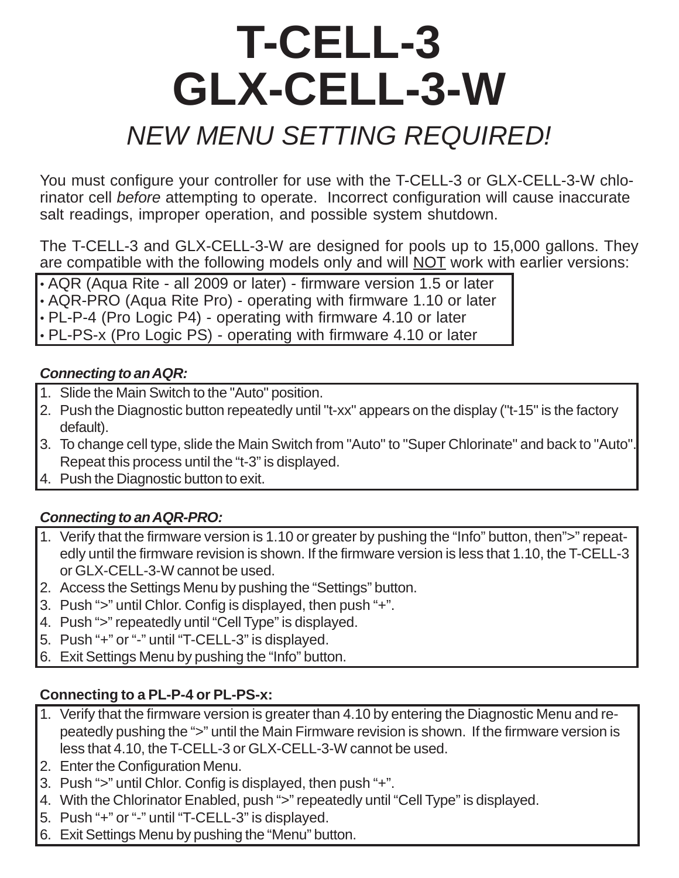# T-CELL-3
# GLX-CELL-3-W

## *NEW MENU SETTING REQUIRED!*

You must configure your controller for use with the T-CELL-3 or GLX-CELL-3-W chlorinator cell *before* attempting to operate. Incorrect configuration will cause inaccurate salt readings, improper operation, and possible system shutdown.

The T-CELL-3 and GLX-CELL-3-W are designed for pools up to 15,000 gallons. They are compatible with the following models only and will NOT work with earlier versions:

- AQR (Aqua Rite - all 2009 or later) - firmware version 1.5 or later
- AQR-PRO (Aqua Rite Pro) - operating with firmware 1.10 or later
- PL-P-4 (Pro Logic P4) - operating with firmware 4.10 or later
- PL-PS-x (Pro Logic PS) - operating with firmware 4.10 or later

### *Connecting to an AQR:*

1. Slide the Main Switch to the "Auto" position.
2. Push the Diagnostic button repeatedly until "t-xx" appears on the display ("t-15" is the factory default).
3. To change cell type, slide the Main Switch from "Auto" to "Super Chlorinate" and back to "Auto". Repeat this process until the "t-3" is displayed.
4. Push the Diagnostic button to exit.

### *Connecting to an AQR-PRO:*

1. Verify that the firmware version is 1.10 or greater by pushing the "Info" button, then">" repeatedly until the firmware revision is shown. If the firmware version is less that 1.10, the T-CELL-3 or GLX-CELL-3-W cannot be used.
2. Access the Settings Menu by pushing the "Settings" button.
3. Push ">" until Chlor. Config is displayed, then push "+".
4. Push ">" repeatedly until "Cell Type" is displayed.
5. Push "+" or "-" until "T-CELL-3" is displayed.
6. Exit Settings Menu by pushing the "Info" button.

### Connecting to a PL-P-4 or PL-PS-x:

1. Verify that the firmware version is greater than 4.10 by entering the Diagnostic Menu and repeatedly pushing the ">" until the Main Firmware revision is shown. If the firmware version is less that 4.10, the T-CELL-3 or GLX-CELL-3-W cannot be used.
2. Enter the Configuration Menu.
3. Push ">" until Chlor. Config is displayed, then push "+".
4. With the Chlorinator Enabled, push ">" repeatedly until "Cell Type" is displayed.
5. Push "+" or "-" until "T-CELL-3" is displayed.
6. Exit Settings Menu by pushing the "Menu" button.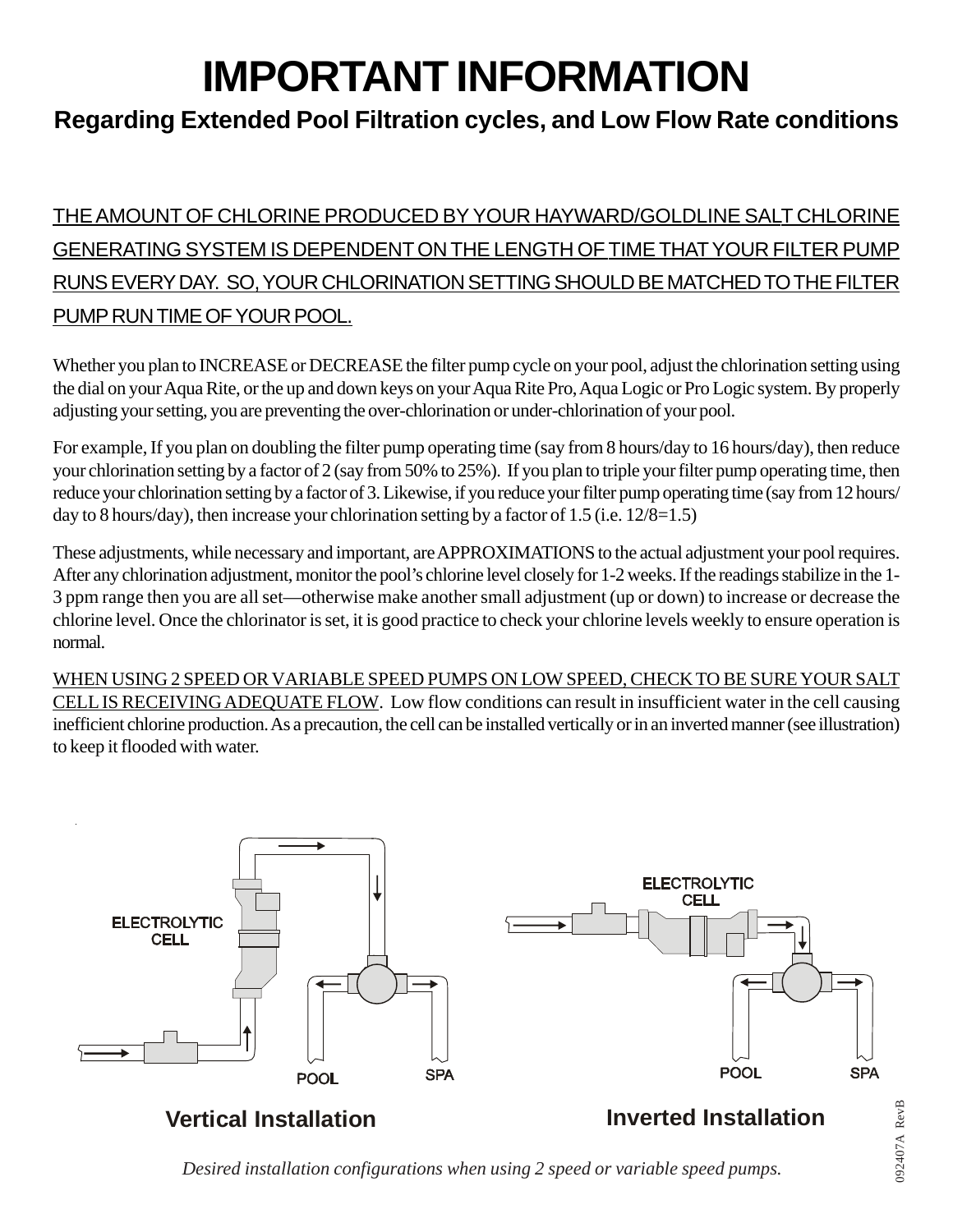# IMPORTANT INFORMATION

## Regarding Extended Pool Filtration cycles, and Low Flow Rate conditions

THE AMOUNT OF CHLORINE PRODUCED BY YOUR HAYWARD/GOLDLINE SALT CHLORINE GENERATING SYSTEM IS DEPENDENT ON THE LENGTH OF TIME THAT YOUR FILTER PUMP RUNS EVERY DAY. SO, YOUR CHLORINATION SETTING SHOULD BE MATCHED TO THE FILTER PUMP RUN TIME OF YOUR POOL.

Whether you plan to INCREASE or DECREASE the filter pump cycle on your pool, adjust the chlorination setting using the dial on your Aqua Rite, or the up and down keys on your Aqua Rite Pro, Aqua Logic or Pro Logic system. By properly adjusting your setting, you are preventing the over-chlorination or under-chlorination of your pool.

For example, If you plan on doubling the filter pump operating time (say from 8 hours/day to 16 hours/day), then reduce your chlorination setting by a factor of 2 (say from 50% to 25%). If you plan to triple your filter pump operating time, then reduce your chlorination setting by a factor of 3. Likewise, if you reduce your filter pump operating time (say from 12 hours/day to 8 hours/day), then increase your chlorination setting by a factor of 1.5 (i.e. 12/8=1.5)

These adjustments, while necessary and important, are APPROXIMATIONS to the actual adjustment your pool requires. After any chlorination adjustment, monitor the pool's chlorine level closely for 1-2 weeks. If the readings stabilize in the 1-3 ppm range then you are all set—otherwise make another small adjustment (up or down) to increase or decrease the chlorine level. Once the chlorinator is set, it is good practice to check your chlorine levels weekly to ensure operation is normal.

WHEN USING 2 SPEED OR VARIABLE SPEED PUMPS ON LOW SPEED, CHECK TO BE SURE YOUR SALT CELL IS RECEIVING ADEQUATE FLOW. Low flow conditions can result in insufficient water in the cell causing inefficient chlorine production. As a precaution, the cell can be installed vertically or in an inverted manner (see illustration) to keep it flooded with water.

ELECTROLYTIC CELL

POOL

SPA

**Vertical Installation**

ELECTROLYTIC CELL

POOL

SPA

**Inverted Installation**

*Desired installation configurations when using 2 speed or variable speed pumps.*

092407A RevB